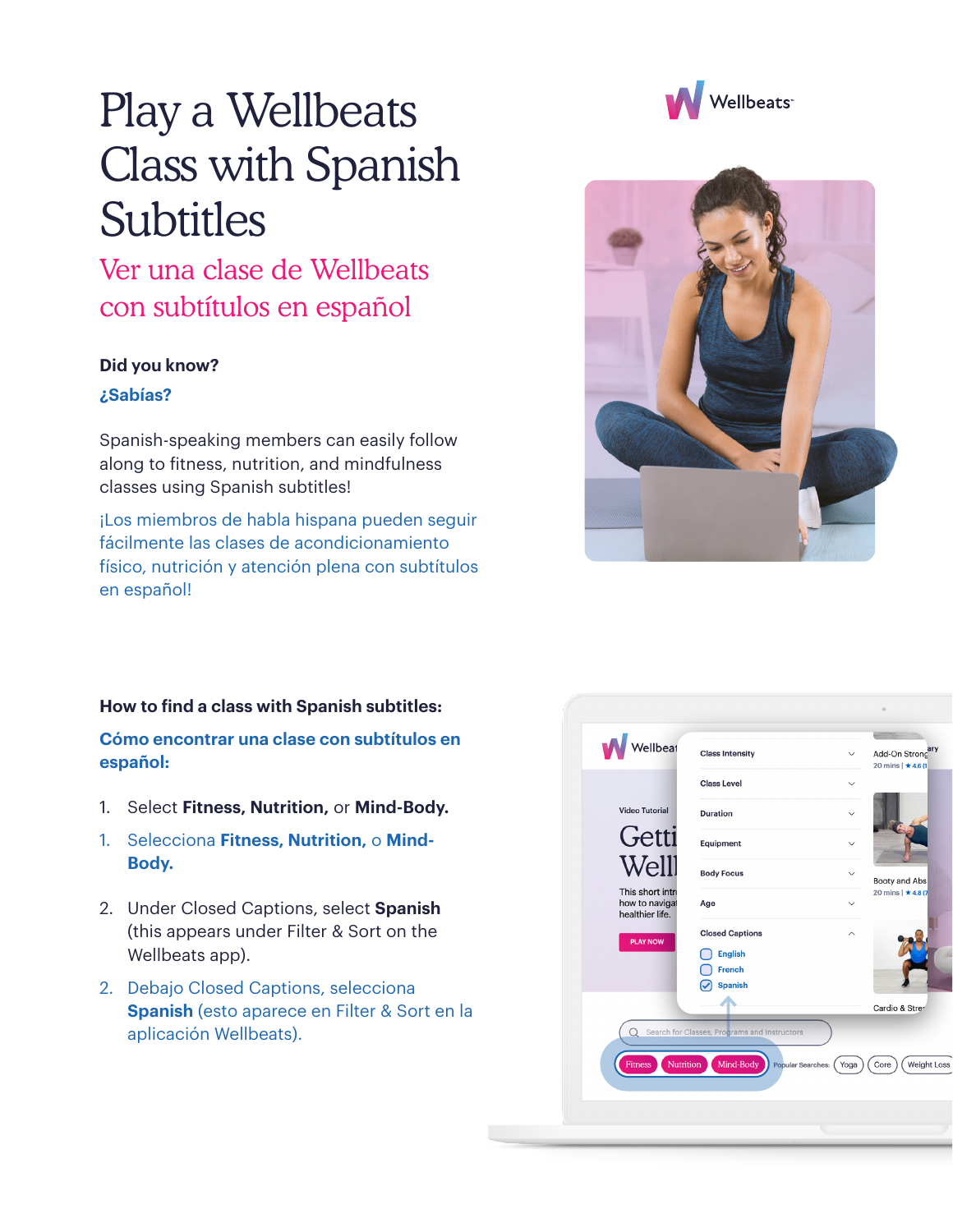# Play a Wellbeats Class with Spanish Subtitles

## Ver una clase de Wellbeats con subtítulos en español

**Did you know?**

**¿Sabías?**

Spanish-speaking members can easily follow along to fitness, nutrition, and mindfulness classes using Spanish subtitles!

¡Los miembros de habla hispana pueden seguir fácilmente las clases de acondicionamiento físico, nutrición y atención plena con subtítulos en español!

### How to find a class with Spanish subtitles:

### Cómo encontrar una clase con subtítulos en español:

1. Select **Fitness, Nutrition,** or **Mind-Body.**

1. Selecciona **Fitness, Nutrition,** o **Mind-Body.**

2. Under Closed Captions, select **Spanish** (this appears under Filter & Sort on the Wellbeats app).

2. Debajo Closed Captions, selecciona **Spanish** (esto aparece en Filter & Sort en la aplicación Wellbeats).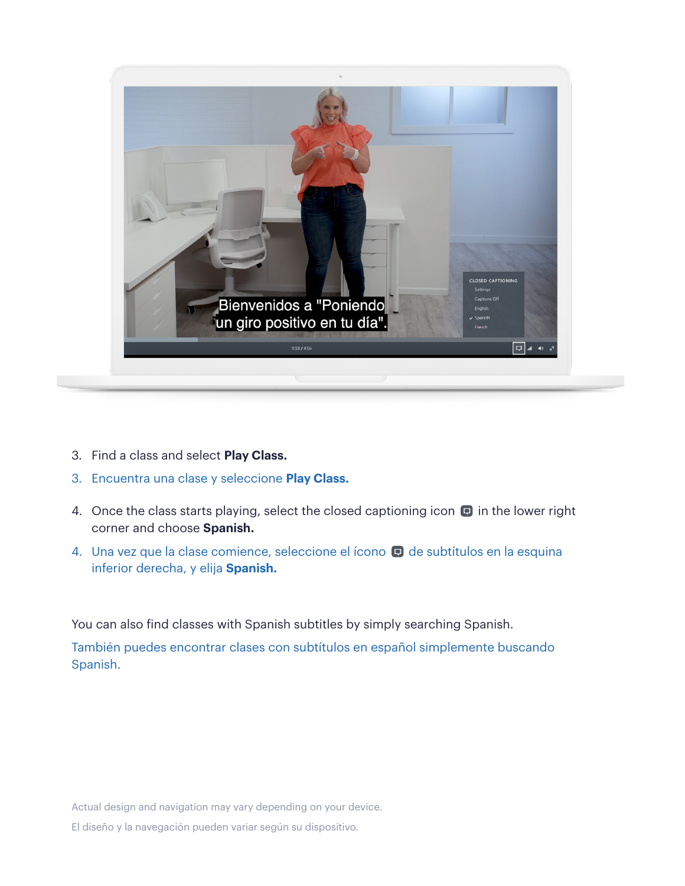3. Find a class and select **Play Class.**

3. Encuentra una clase y seleccione **Play Class.**

4. Once the class starts playing, select the closed captioning icon in the lower right corner and choose **Spanish.**

4. Una vez que la clase comience, seleccione el ícono de subtítulos en la esquina inferior derecha, y elija **Spanish.**

You can also find classes with Spanish subtitles by simply searching Spanish.

También puedes encontrar clases con subtítulos en español simplemente buscando Spanish.

Actual design and navigation may vary depending on your device.

El diseño y la navegación pueden variar según su dispositivo.